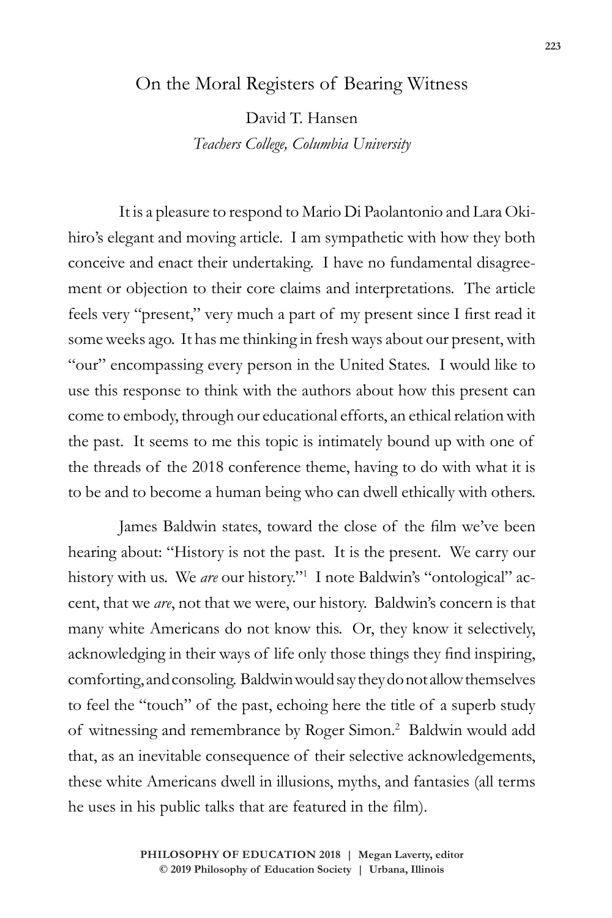# On the Moral Registers of Bearing Witness

David T. Hansen

*Teachers College, Columbia University*

It is a pleasure to respond to Mario Di Paolantonio and Lara Okihiro's elegant and moving article. I am sympathetic with how they both conceive and enact their undertaking. I have no fundamental disagreement or objection to their core claims and interpretations. The article feels very "present," very much a part of my present since I first read it some weeks ago. It has me thinking in fresh ways about our present, with "our" encompassing every person in the United States. I would like to use this response to think with the authors about how this present can come to embody, through our educational efforts, an ethical relation with the past. It seems to me this topic is intimately bound up with one of the threads of the 2018 conference theme, having to do with what it is to be and to become a human being who can dwell ethically with others.

James Baldwin states, toward the close of the film we've been hearing about: "History is not the past. It is the present. We carry our history with us. We *are* our history."[1] I note Baldwin's "ontological" accent, that we *are*, not that we were, our history. Baldwin's concern is that many white Americans do not know this. Or, they know it selectively, acknowledging in their ways of life only those things they find inspiring, comforting, and consoling. Baldwin would say they do not allow themselves to feel the "touch" of the past, echoing here the title of a superb study of witnessing and remembrance by Roger Simon.[2] Baldwin would add that, as an inevitable consequence of their selective acknowledgements, these white Americans dwell in illusions, myths, and fantasies (all terms he uses in his public talks that are featured in the film).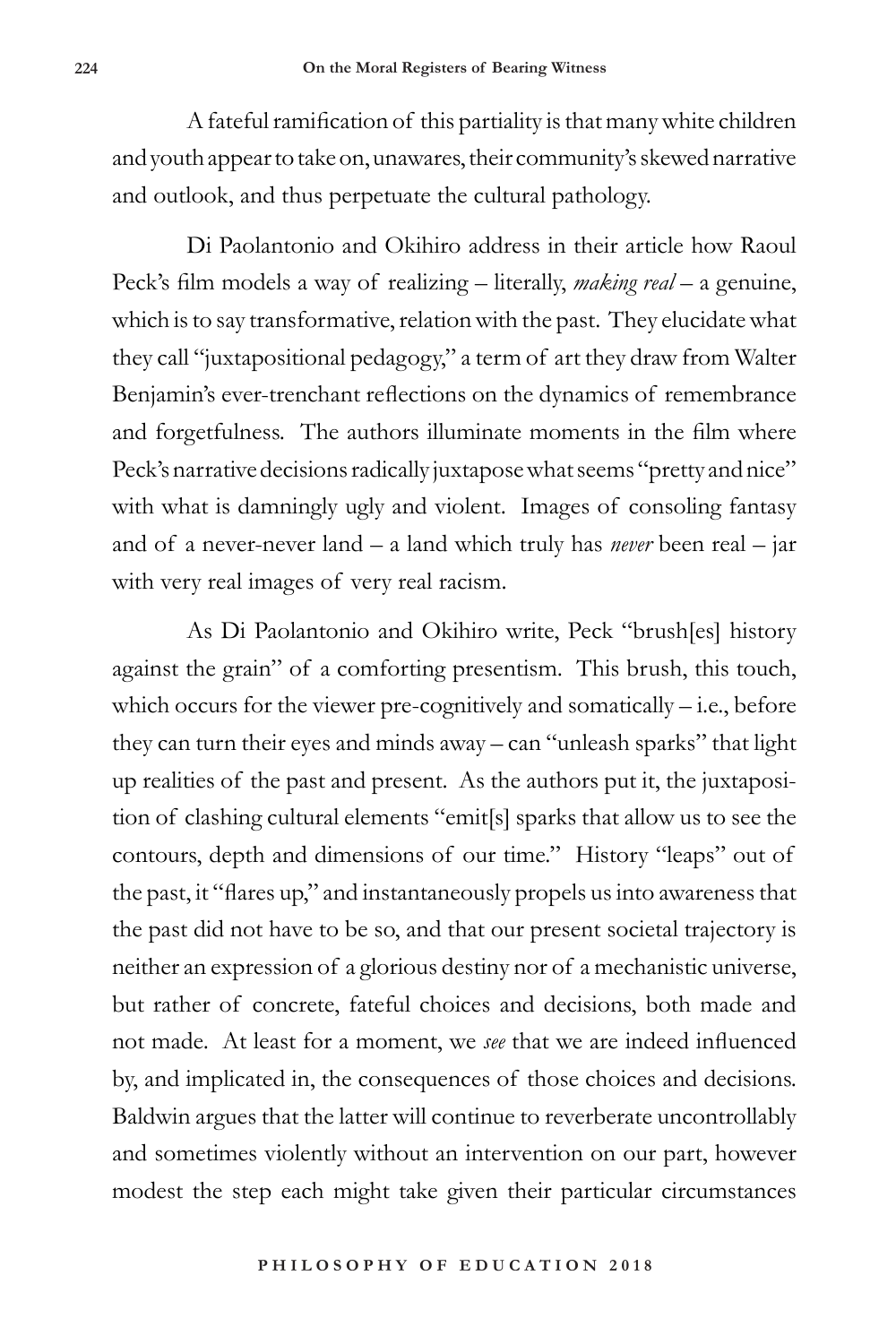A fateful ramification of this partiality is that many white children and youth appear to take on, unawares, their community's skewed narrative and outlook, and thus perpetuate the cultural pathology.

Di Paolantonio and Okihiro address in their article how Raoul Peck's film models a way of realizing – literally, *making real* – a genuine, which is to say transformative, relation with the past. They elucidate what they call "juxtapositional pedagogy," a term of art they draw from Walter Benjamin's ever-trenchant reflections on the dynamics of remembrance and forgetfulness. The authors illuminate moments in the film where Peck's narrative decisions radically juxtapose what seems "pretty and nice" with what is damningly ugly and violent. Images of consoling fantasy and of a never-never land – a land which truly has *never* been real – jar with very real images of very real racism.

As Di Paolantonio and Okihiro write, Peck "brush[es] history against the grain" of a comforting presentism. This brush, this touch, which occurs for the viewer pre-cognitively and somatically – i.e., before they can turn their eyes and minds away – can "unleash sparks" that light up realities of the past and present. As the authors put it, the juxtaposition of clashing cultural elements "emit[s] sparks that allow us to see the contours, depth and dimensions of our time." History "leaps" out of the past, it "flares up," and instantaneously propels us into awareness that the past did not have to be so, and that our present societal trajectory is neither an expression of a glorious destiny nor of a mechanistic universe, but rather of concrete, fateful choices and decisions, both made and not made. At least for a moment, we *see* that we are indeed influenced by, and implicated in, the consequences of those choices and decisions. Baldwin argues that the latter will continue to reverberate uncontrollably and sometimes violently without an intervention on our part, however modest the step each might take given their particular circumstances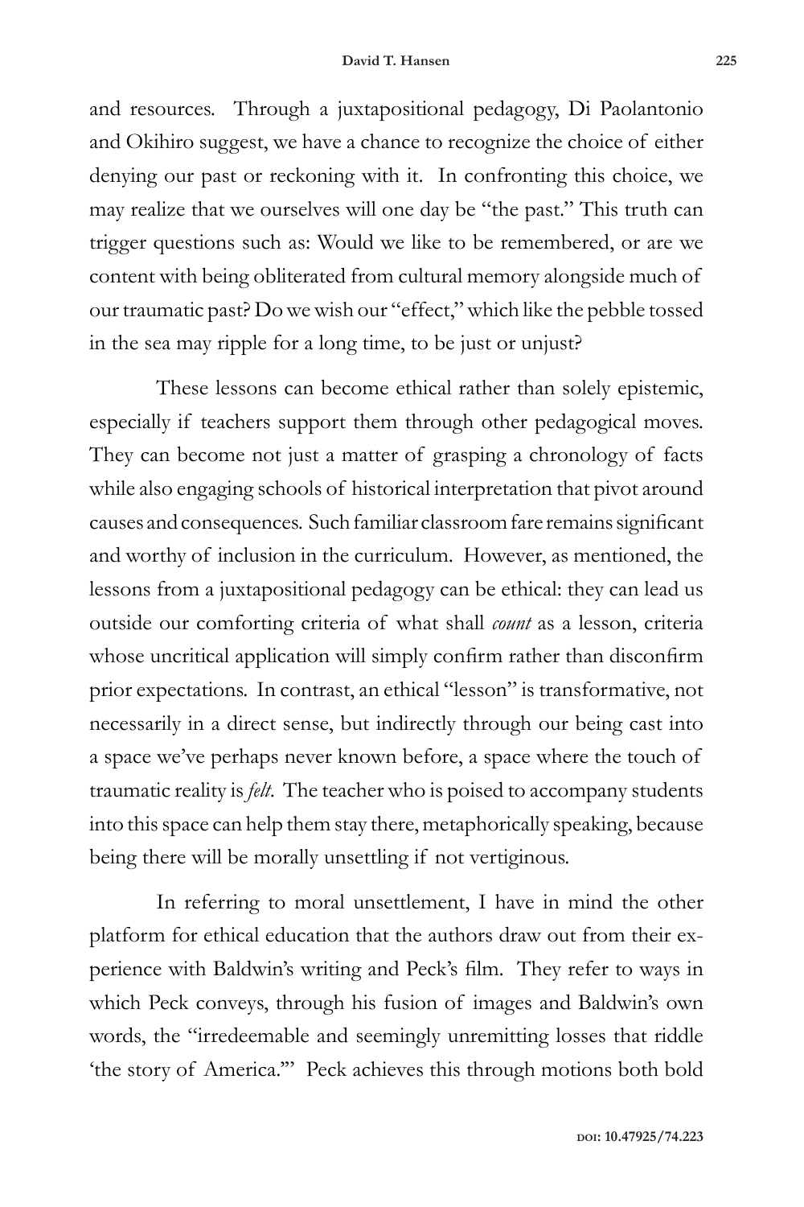and resources. Through a juxtapositional pedagogy, Di Paolantonio and Okihiro suggest, we have a chance to recognize the choice of either denying our past or reckoning with it. In confronting this choice, we may realize that we ourselves will one day be "the past." This truth can trigger questions such as: Would we like to be remembered, or are we content with being obliterated from cultural memory alongside much of our traumatic past? Do we wish our "effect," which like the pebble tossed in the sea may ripple for a long time, to be just or unjust?

These lessons can become ethical rather than solely epistemic, especially if teachers support them through other pedagogical moves. They can become not just a matter of grasping a chronology of facts while also engaging schools of historical interpretation that pivot around causes and consequences. Such familiar classroom fare remains significant and worthy of inclusion in the curriculum. However, as mentioned, the lessons from a juxtapositional pedagogy can be ethical: they can lead us outside our comforting criteria of what shall *count* as a lesson, criteria whose uncritical application will simply confirm rather than disconfirm prior expectations. In contrast, an ethical "lesson" is transformative, not necessarily in a direct sense, but indirectly through our being cast into a space we've perhaps never known before, a space where the touch of traumatic reality is *felt*. The teacher who is poised to accompany students into this space can help them stay there, metaphorically speaking, because being there will be morally unsettling if not vertiginous.

In referring to moral unsettlement, I have in mind the other platform for ethical education that the authors draw out from their experience with Baldwin's writing and Peck's film. They refer to ways in which Peck conveys, through his fusion of images and Baldwin's own words, the "irredeemable and seemingly unremitting losses that riddle 'the story of America.'" Peck achieves this through motions both bold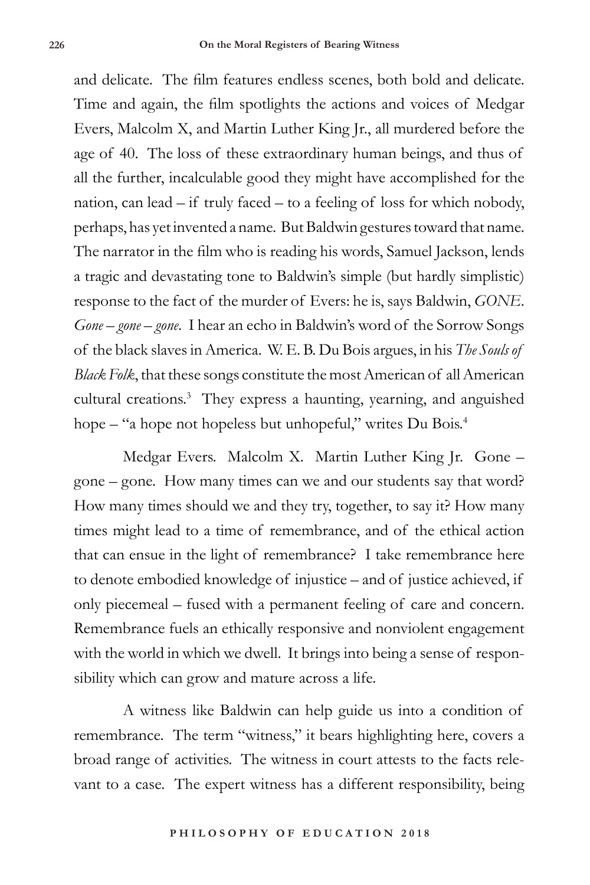and delicate. The film features endless scenes, both bold and delicate. Time and again, the film spotlights the actions and voices of Medgar Evers, Malcolm X, and Martin Luther King Jr., all murdered before the age of 40. The loss of these extraordinary human beings, and thus of all the further, incalculable good they might have accomplished for the nation, can lead – if truly faced – to a feeling of loss for which nobody, perhaps, has yet invented a name. But Baldwin gestures toward that name. The narrator in the film who is reading his words, Samuel Jackson, lends a tragic and devastating tone to Baldwin's simple (but hardly simplistic) response to the fact of the murder of Evers: he is, says Baldwin, *GONE*. *Gone – gone – gone*. I hear an echo in Baldwin's word of the Sorrow Songs of the black slaves in America. W. E. B. Du Bois argues, in his *The Souls of Black Folk*, that these songs constitute the most American of all American cultural creations.[3] They express a haunting, yearning, and anguished hope – "a hope not hopeless but unhopeful," writes Du Bois.[4]

Medgar Evers. Malcolm X. Martin Luther King Jr. Gone – gone – gone. How many times can we and our students say that word? How many times should we and they try, together, to say it? How many times might lead to a time of remembrance, and of the ethical action that can ensue in the light of remembrance? I take remembrance here to denote embodied knowledge of injustice – and of justice achieved, if only piecemeal – fused with a permanent feeling of care and concern. Remembrance fuels an ethically responsive and nonviolent engagement with the world in which we dwell. It brings into being a sense of responsibility which can grow and mature across a life.

A witness like Baldwin can help guide us into a condition of remembrance. The term "witness," it bears highlighting here, covers a broad range of activities. The witness in court attests to the facts relevant to a case. The expert witness has a different responsibility, being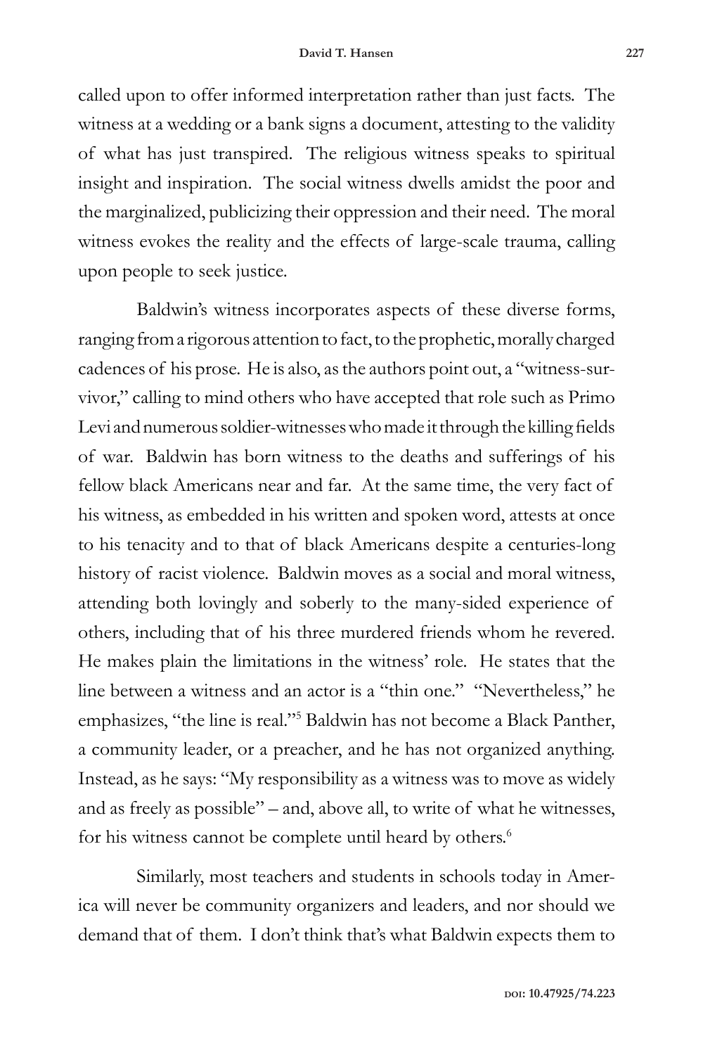called upon to offer informed interpretation rather than just facts. The witness at a wedding or a bank signs a document, attesting to the validity of what has just transpired. The religious witness speaks to spiritual insight and inspiration. The social witness dwells amidst the poor and the marginalized, publicizing their oppression and their need. The moral witness evokes the reality and the effects of large-scale trauma, calling upon people to seek justice.

Baldwin's witness incorporates aspects of these diverse forms, ranging from a rigorous attention to fact, to the prophetic, morally charged cadences of his prose. He is also, as the authors point out, a "witness-survivor," calling to mind others who have accepted that role such as Primo Levi and numerous soldier-witnesses who made it through the killing fields of war. Baldwin has born witness to the deaths and sufferings of his fellow black Americans near and far. At the same time, the very fact of his witness, as embedded in his written and spoken word, attests at once to his tenacity and to that of black Americans despite a centuries-long history of racist violence. Baldwin moves as a social and moral witness, attending both lovingly and soberly to the many-sided experience of others, including that of his three murdered friends whom he revered. He makes plain the limitations in the witness' role. He states that the line between a witness and an actor is a "thin one." "Nevertheless," he emphasizes, "the line is real."[5] Baldwin has not become a Black Panther, a community leader, or a preacher, and he has not organized anything. Instead, as he says: "My responsibility as a witness was to move as widely and as freely as possible" – and, above all, to write of what he witnesses, for his witness cannot be complete until heard by others.[6]

Similarly, most teachers and students in schools today in America will never be community organizers and leaders, and nor should we demand that of them. I don't think that's what Baldwin expects them to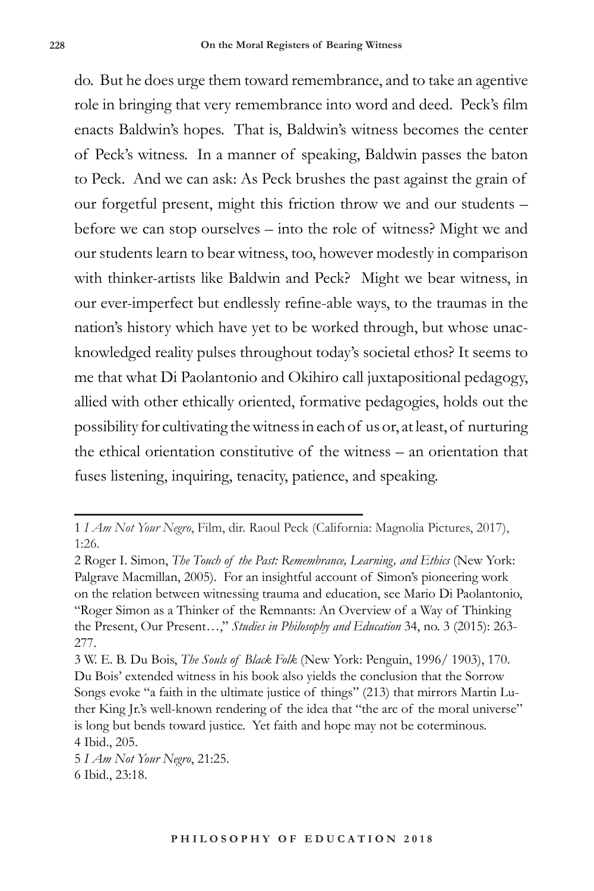do. But he does urge them toward remembrance, and to take an agentive role in bringing that very remembrance into word and deed. Peck's film enacts Baldwin's hopes. That is, Baldwin's witness becomes the center of Peck's witness. In a manner of speaking, Baldwin passes the baton to Peck. And we can ask: As Peck brushes the past against the grain of our forgetful present, might this friction throw we and our students – before we can stop ourselves – into the role of witness? Might we and our students learn to bear witness, too, however modestly in comparison with thinker-artists like Baldwin and Peck? Might we bear witness, in our ever-imperfect but endlessly refine-able ways, to the traumas in the nation's history which have yet to be worked through, but whose unacknowledged reality pulses throughout today's societal ethos? It seems to me that what Di Paolantonio and Okihiro call juxtapositional pedagogy, allied with other ethically oriented, formative pedagogies, holds out the possibility for cultivating the witness in each of us or, at least, of nurturing the ethical orientation constitutive of the witness – an orientation that fuses listening, inquiring, tenacity, patience, and speaking.

---

1 *I Am Not Your Negro*, Film, dir. Raoul Peck (California: Magnolia Pictures, 2017), 1:26.

2 Roger I. Simon, *The Touch of the Past: Remembrance, Learning, and Ethics* (New York: Palgrave Macmillan, 2005). For an insightful account of Simon's pioneering work on the relation between witnessing trauma and education, see Mario Di Paolantonio, "Roger Simon as a Thinker of the Remnants: An Overview of a Way of Thinking the Present, Our Present…," *Studies in Philosophy and Education* 34, no. 3 (2015): 263-277.

3 W. E. B. Du Bois, *The Souls of Black Folk* (New York: Penguin, 1996/ 1903), 170. Du Bois' extended witness in his book also yields the conclusion that the Sorrow Songs evoke "a faith in the ultimate justice of things" (213) that mirrors Martin Luther King Jr.'s well-known rendering of the idea that "the arc of the moral universe" is long but bends toward justice. Yet faith and hope may not be coterminous.

4 Ibid., 205.

5 *I Am Not Your Negro*, 21:25.

6 Ibid., 23:18.